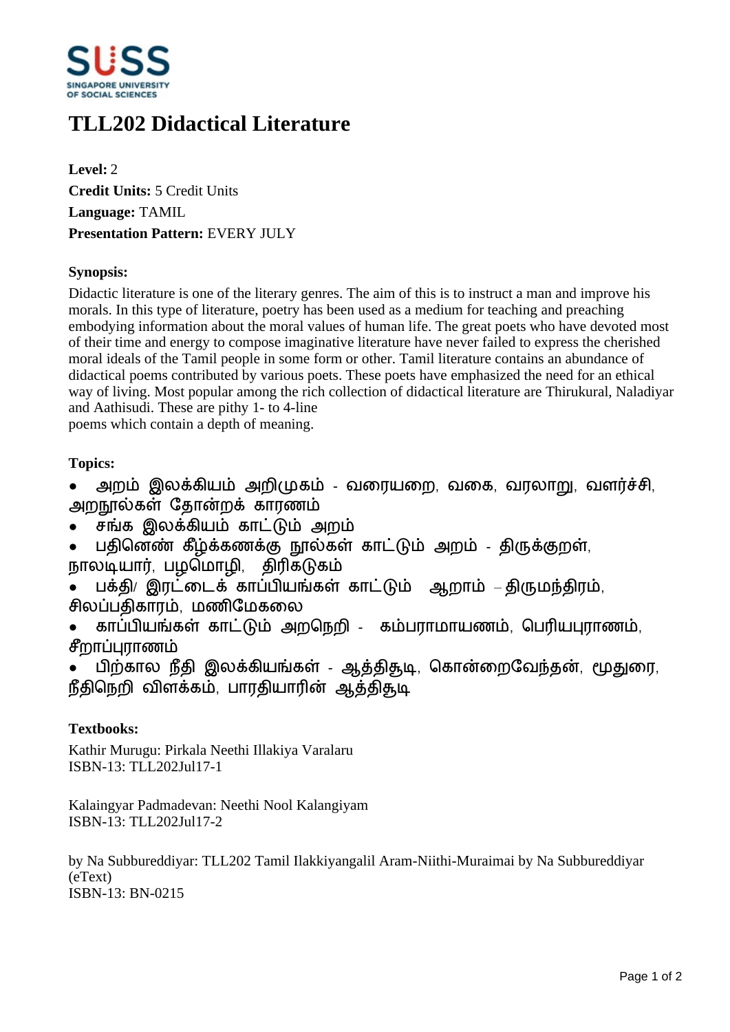# TLL202 Didactical Literature

**Level:** 2
**Credit Units:** 5 Credit Units
**Language:** TAMIL
**Presentation Pattern:** EVERY JULY

**Synopsis:**

Didactic literature is one of the literary genres. The aim of this is to instruct a man and improve his morals. In this type of literature, poetry has been used as a medium for teaching and preaching embodying information about the moral values of human life. The great poets who have devoted most of their time and energy to compose imaginative literature have never failed to express the cherished moral ideals of the Tamil people in some form or other. Tamil literature contains an abundance of didactical poems contributed by various poets. These poets have emphasized the need for an ethical way of living. Most popular among the rich collection of didactical literature are Thirukural, Naladiyar and Aathisudi. These are pithy 1- to 4-line poems which contain a depth of meaning.

**Topics:**

- அறம் இலக்கியம் அறிமுகம் - வரையறை, வகை, வரலாறு, வளர்ச்சி, அறநூல்கள் தோன்றக் காரணம்
- சங்க இலக்கியம் காட்டும் அறம்
- பதினெண் கீழ்க்கணக்கு நூல்கள் காட்டும் அறம் - திருக்குறள், நாலடியார், பழமொழி, திரிகடுகம்
- பக்தி/ இரட்டைக் காப்பியங்கள் காட்டும் ஆறாம் – திருமந்திரம், சிலப்பதிகாரம், மணிமேகலை
- காப்பியங்கள் காட்டும் அறநெறி - கம்பராமாயணம், பெரியபுராணம், சீறாப்புராணம்
- பிற்கால நீதி இலக்கியங்கள் - ஆத்திசூடி, கொன்றைவேந்தன், மூதுரை, நீதிநெறி விளக்கம், பாரதியாரின் ஆத்திசூடி

**Textbooks:**

Kathir Murugu: Pirkala Neethi Illakiya Varalaru
ISBN-13: TLL202Jul17-1

Kalaingyar Padmadevan: Neethi Nool Kalangiyam
ISBN-13: TLL202Jul17-2

by Na Subbureddiyar: TLL202 Tamil Ilakkiyangalil Aram-Niithi-Muraimai by Na Subbureddiyar (eText)
ISBN-13: BN-0215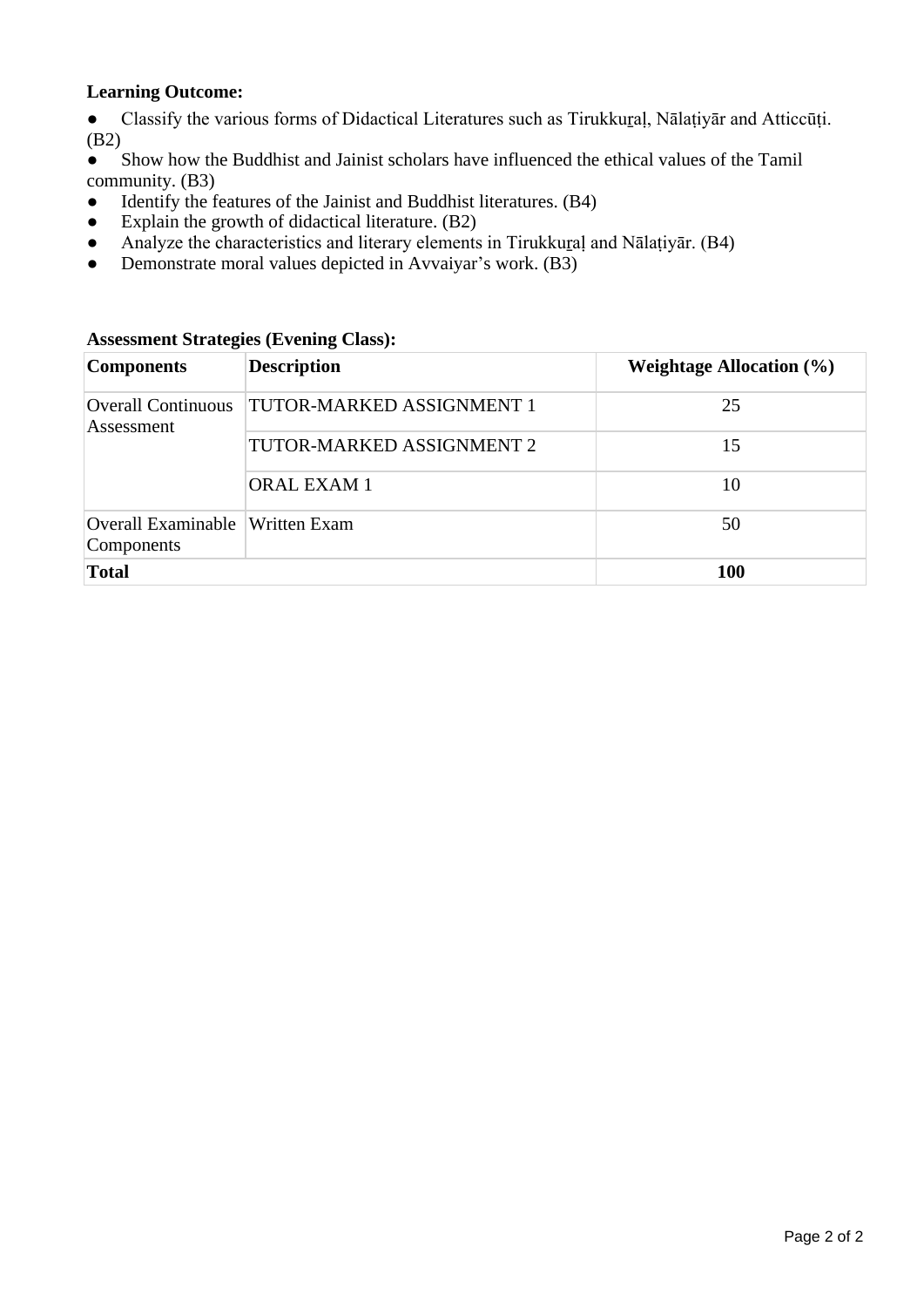**Learning Outcome:**

- Classify the various forms of Didactical Literatures such as Tirukkuṟaḷ, Nālaṭiyār and Atticcūṭi. (B2)
- Show how the Buddhist and Jainist scholars have influenced the ethical values of the Tamil community. (B3)
- Identify the features of the Jainist and Buddhist literatures. (B4)
- Explain the growth of didactical literature. (B2)
- Analyze the characteristics and literary elements in Tirukkuṟaḷ and Nālaṭiyār. (B4)
- Demonstrate moral values depicted in Avvaiyar's work. (B3)

**Assessment Strategies (Evening Class):**

| Components | Description | Weightage Allocation (%) |
|---|---|---|
| Overall Continuous Assessment | TUTOR-MARKED ASSIGNMENT 1 | 25 |
| | TUTOR-MARKED ASSIGNMENT 2 | 15 |
| | ORAL EXAM 1 | 10 |
| Overall Examinable Components | Written Exam | 50 |
| **Total** | | **100** |